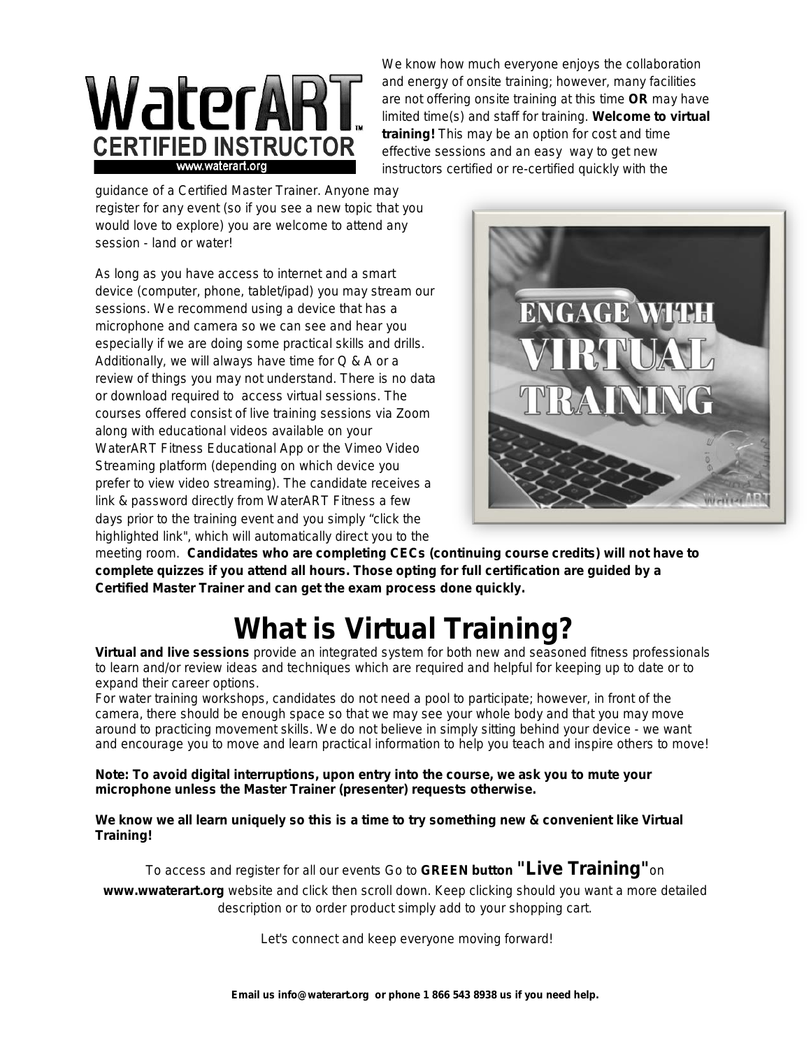WaterART CERTIFIED INSTRUCTOR
www.waterart.org

We know how much everyone enjoys the collaboration and energy of onsite training; however, many facilities are not offering onsite training at this time **OR** may have limited time(s) and staff for training. **Welcome to virtual training!** This may be an option for cost and time effective sessions and an easy way to get new instructors certified or re-certified quickly with the guidance of a Certified Master Trainer. Anyone may register for any event (so if you see a new topic that you would love to explore) you are welcome to attend any session - land or water!

As long as you have access to internet and a smart device (computer, phone, tablet/ipad) you may stream our sessions. We recommend using a device that has a microphone and camera so we can see and hear you especially if we are doing some practical skills and drills. Additionally, we will always have time for Q & A or a review of things you may not understand. There is no data or download required to access virtual sessions. The courses offered consist of live training sessions via Zoom along with educational videos available on your WaterART Fitness Educational App or the Vimeo Video Streaming platform (depending on which device you prefer to view video streaming). The candidate receives a link & password directly from WaterART Fitness a few days prior to the training event and you simply "click the highlighted link", which will automatically direct you to the meeting room. **Candidates who are completing CECs (continuing course credits) will not have to complete quizzes if you attend all hours. Those opting for full certification are guided by a Certified Master Trainer and can get the exam process done quickly.**

ENGAGE WITH VIRTUAL TRAINING

# What is Virtual Training?

**Virtual and live sessions** provide an integrated system for both new and seasoned fitness professionals to learn and/or review ideas and techniques which are required and helpful for keeping up to date or to expand their career options.

For water training workshops, candidates do not need a pool to participate; however, in front of the camera, there should be enough space so that we may see your whole body and that you may move around to practicing movement skills. We do not believe in simply sitting behind your device - we want and encourage you to move and learn practical information to help you teach and inspire others to move!

**Note: To avoid digital interruptions, upon entry into the course, we ask you to mute your microphone unless the Master Trainer (presenter) requests otherwise.**

**We know we all learn uniquely so this is a time to try something new & convenient like Virtual Training!**

To access and register for all our events Go to **GREEN button "Live Training"** on **www.wwaterart.org** website and click then scroll down. Keep clicking should you want a more detailed description or to order product simply add to your shopping cart.

Let's connect and keep everyone moving forward!

**Email us info@waterart.org or phone 1 866 543 8938 us if you need help.**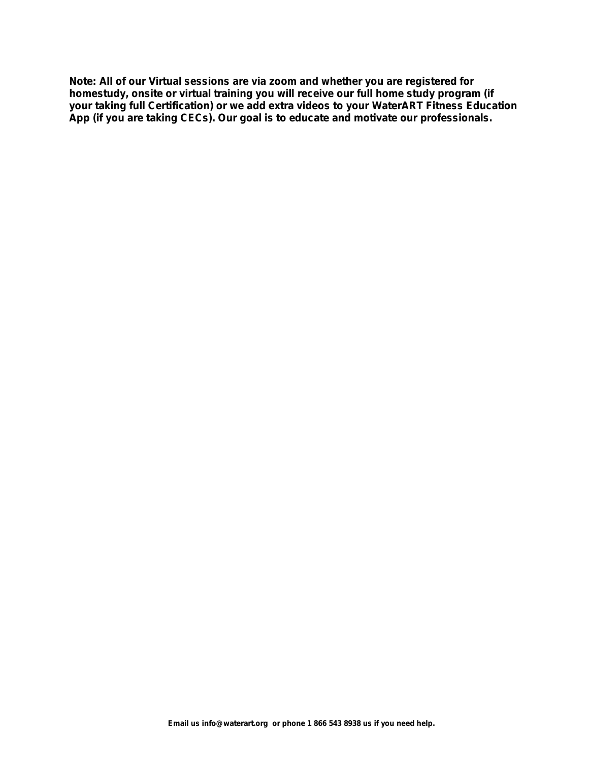**Note: All of our Virtual sessions are via zoom and whether you are registered for homestudy, onsite or virtual training you will receive our full home study program (if your taking full Certification) or we add extra videos to your WaterART Fitness Education App (if you are taking CECs). Our goal is to educate and motivate our professionals.**

**Email us info@waterart.org or phone 1 866 543 8938 us if you need help.**